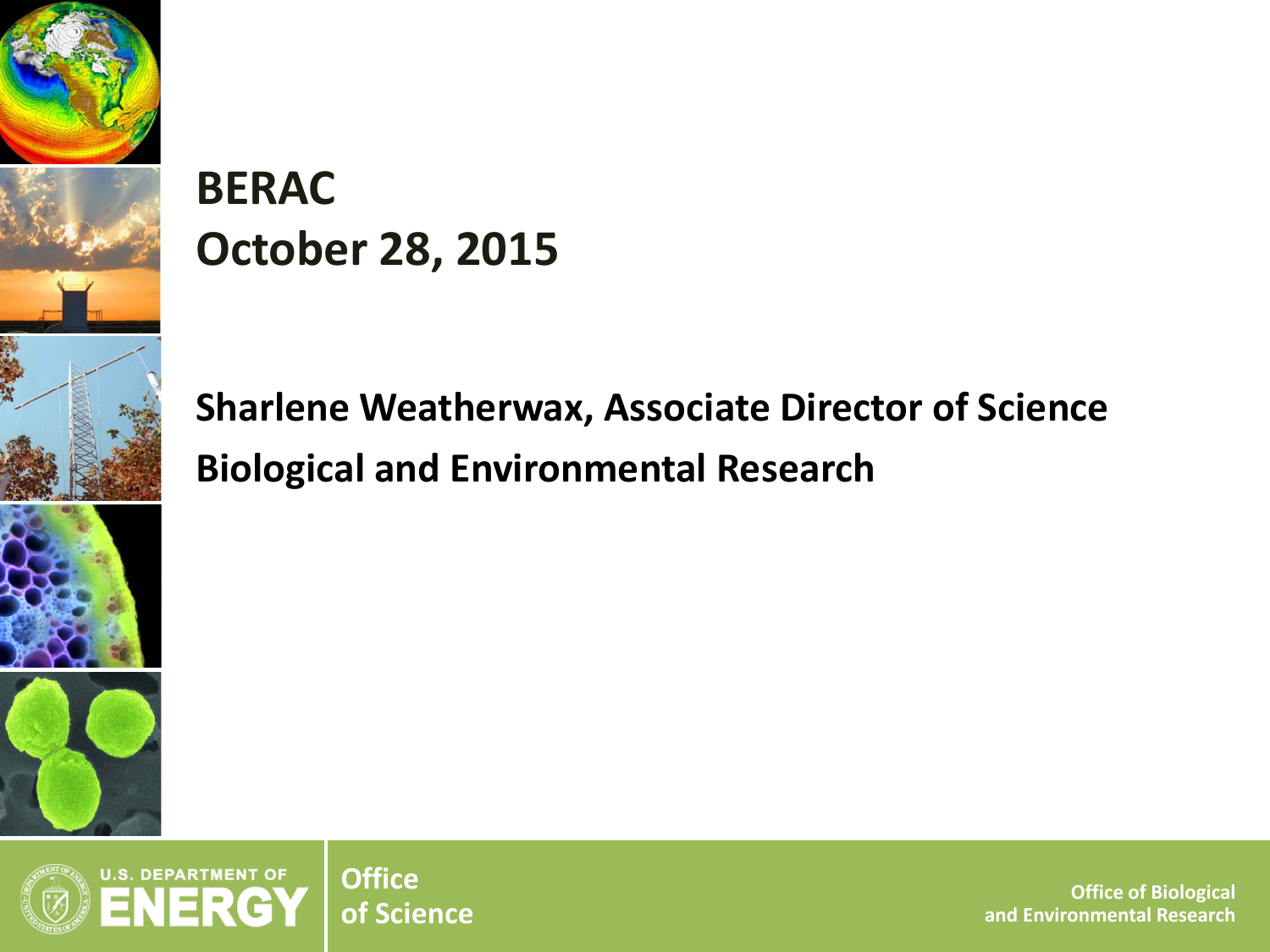# BERAC
# October 28, 2015

## Sharlene Weatherwax, Associate Director of Science
## Biological and Environmental Research

U.S. DEPARTMENT OF ENERGY

Office of Science

Office of Biological and Environmental Research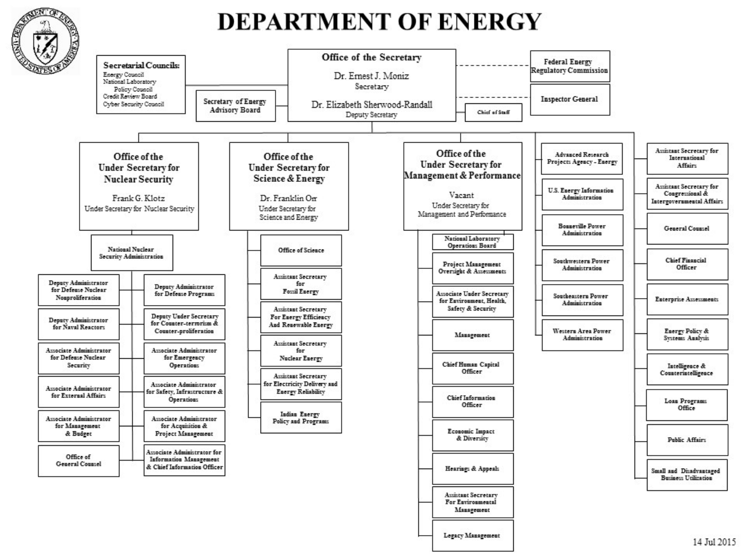# DEPARTMENT OF ENERGY

## Office of the Secretary

Dr. Ernest J. Moniz
Secretary

Dr. Elizabeth Sherwood-Randall
Deputy Secretary

- Chief of Staff
- Secretary of Energy Advisory Board
- Federal Energy Regulatory Commission
- Inspector General

**Secretarial Councils:**
- Energy Council
- National Laboratory Policy Council
- Credit Review Board
- Cyber Security Council

### Office of the Under Secretary for Nuclear Security

Frank G. Klotz
Under Secretary for Nuclear Security

- National Nuclear Security Administration
  - Deputy Administrator for Defense Nuclear Nonproliferation
  - Deputy Administrator for Defense Programs
  - Deputy Administrator for Naval Reactors
  - Deputy Under Secretary for Counter-terrorism & Counter-proliferation
  - Associate Administrator for Defense Nuclear Security
  - Associate Administrator for Emergency Operations
  - Associate Administrator for External Affairs
  - Associate Administrator for Safety, Infrastructure & Operations
  - Associate Administrator for Management & Budget
  - Associate Administrator for Acquisition & Project Management
  - Office of General Counsel
  - Associate Administrator for Information Management & Chief Information Officer

### Office of the Under Secretary for Science & Energy

Dr. Franklin Orr
Under Secretary for Science and Energy

- Office of Science
- Assistant Secretary for Fossil Energy
- Assistant Secretary For Energy Efficiency And Renewable Energy
- Assistant Secretary for Nuclear Energy
- Assistant Secretary for Electricity Delivery and Energy Reliability
- Indian Energy Policy and Programs

### Office of the Under Secretary for Management & Performance

Vacant
Under Secretary for Management and Performance

- National Laboratory Operations Board
- Project Management Oversight & Assessments
- Associate Under Secretary for Environment, Health, Safety & Security
- Management
- Chief Human Capital Officer
- Chief Information Officer
- Economic Impact & Diversity
- Hearings & Appeals
- Assistant Secretary For Environmental Management
- Legacy Management

### Other Offices

- Advanced Research Projects Agency - Energy
- U.S. Energy Information Administration
- Bonneville Power Administration
- Southwestern Power Administration
- Southeastern Power Administration
- Western Area Power Administration

### Staff Offices

- Assistant Secretary for International Affairs
- Assistant Secretary for Congressional & Intergovernmental Affairs
- General Counsel
- Chief Financial Officer
- Enterprise Assessments
- Energy Policy & Systems Analysis
- Intelligence & Counterintelligence
- Loan Programs Office
- Public Affairs
- Small and Disadvantaged Business Utilization

14 Jul 2015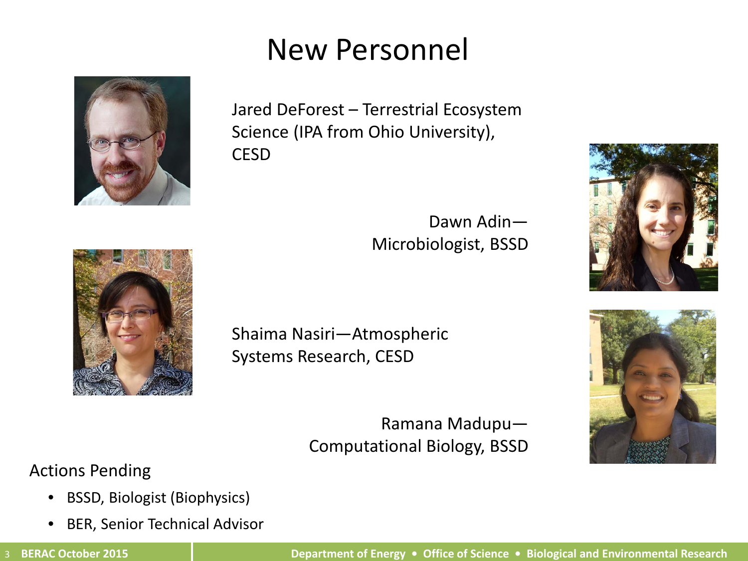# New Personnel

Jared DeForest – Terrestrial Ecosystem Science (IPA from Ohio University), CESD

Dawn Adin—Microbiologist, BSSD

Shaima Nasiri—Atmospheric Systems Research, CESD

Ramana Madupu—Computational Biology, BSSD

Actions Pending

- BSSD, Biologist (Biophysics)
- BER, Senior Technical Advisor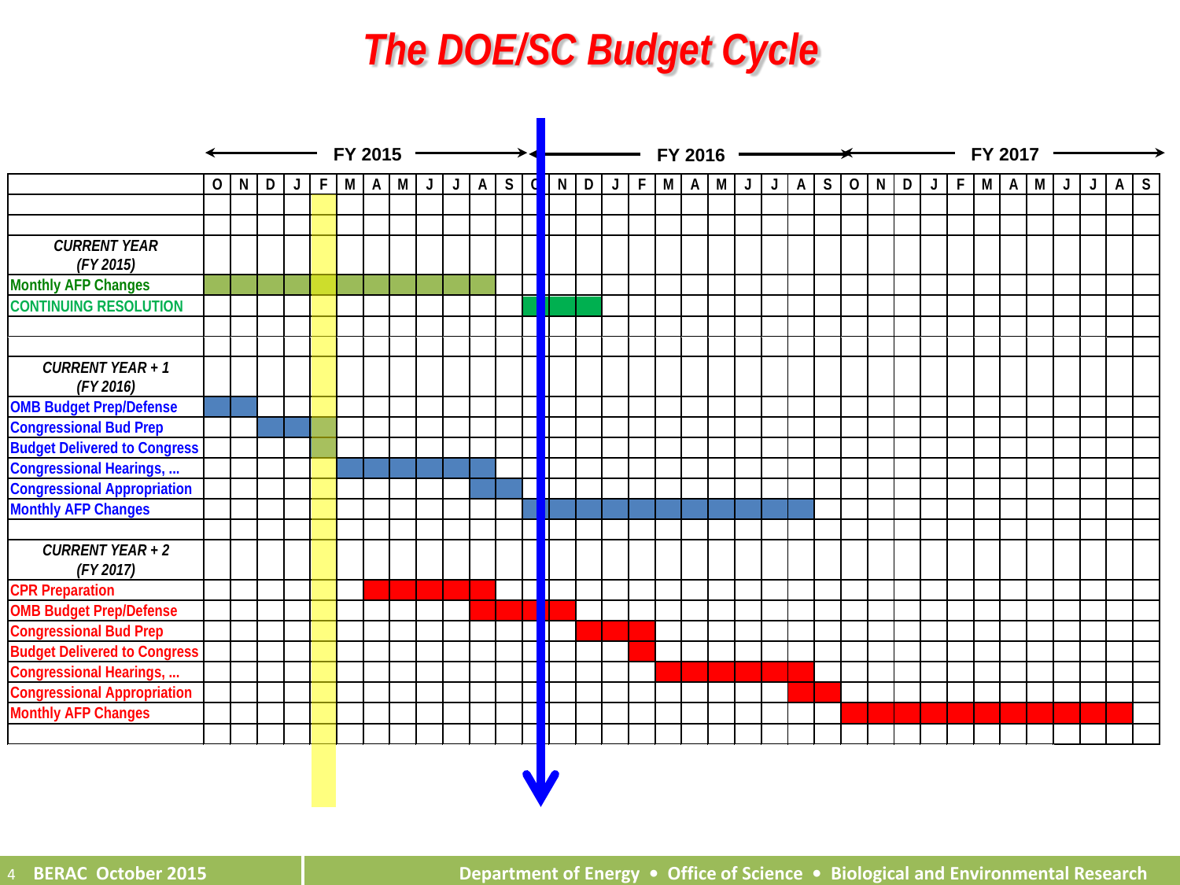# The DOE/SC Budget Cycle

| | FY 2015 | | | | | | | | | | | | FY 2016 | | | | | | | | | | | | FY 2017 | | | | | | | | | | | |
|---|---|---|---|---|---|---|---|---|---|---|---|---|---|---|---|---|---|---|---|---|---|---|---|---|---|---|---|---|---|---|---|---|---|---|---|---|
| | O | N | D | J | F | M | A | M | J | J | A | S | O | N | D | J | F | M | A | M | J | J | A | S | O | N | D | J | F | M | A | M | J | J | A | S |
| *CURRENT YEAR (FY 2015)* | | | | | | | | | | | | | | | | | | | | | | | | | | | | | | | | | | | | |
| Monthly AFP Changes | ■ | ■ | ■ | ■ | ■ | ■ | ■ | ■ | ■ | ■ | ■ | | | | | | | | | | | | | | | | | | | | | | | | | |
| CONTINUING RESOLUTION | | | | | | | | | | | | | ■ | ■ | ■ | | | | | | | | | | | | | | | | | | | | | |
| *CURRENT YEAR + 1 (FY 2016)* | | | | | | | | | | | | | | | | | | | | | | | | | | | | | | | | | | | | |
| OMB Budget Prep/Defense | ■ | ■ | | | | | | | | | | | | | | | | | | | | | | | | | | | | | | | | | | |
| Congressional Bud Prep | | | ■ | ■ | ■ | | | | | | | | | | | | | | | | | | | | | | | | | | | | | | | |
| Budget Delivered to Congress | | | | | ■ | | | | | | | | | | | | | | | | | | | | | | | | | | | | | | | |
| Congressional Hearings, ... | | | | | | ■ | ■ | ■ | ■ | ■ | ■ | | | | | | | | | | | | | | | | | | | | | | | | | |
| Congressional Appropriation | | | | | | | | | | | ■ | ■ | | | | | | | | | | | | | | | | | | | | | | | | |
| Monthly AFP Changes | | | | | | | | | | | | | ■ | ■ | ■ | ■ | ■ | ■ | ■ | ■ | ■ | ■ | ■ | | | | | | | | | | | | | |
| *CURRENT YEAR + 2 (FY 2017)* | | | | | | | | | | | | | | | | | | | | | | | | | | | | | | | | | | | | |
| CPR Preparation | | | | | | | ■ | ■ | ■ | ■ | ■ | | | | | | | | | | | | | | | | | | | | | | | | | |
| OMB Budget Prep/Defense | | | | | | | | | | | ■ | ■ | ■ | ■ | | | | | | | | | | | | | | | | | | | | | | |
| Congressional Bud Prep | | | | | | | | | | | | | | | ■ | ■ | ■ | | | | | | | | | | | | | | | | | | | |
| Budget Delivered to Congress | | | | | | | | | | | | | | | | | ■ | | | | | | | | | | | | | | | | | | | |
| Congressional Hearings, ... | | | | | | | | | | | | | | | | | | ■ | ■ | ■ | ■ | ■ | ■ | | | | | | | | | | | | | |
| Congressional Appropriation | | | | | | | | | | | | | | | | | | | | | | | ■ | ■ | | | | | | | | | | | | |
| Monthly AFP Changes | | | | | | | | | | | | | | | | | | | | | | | | | ■ | ■ | ■ | ■ | ■ | ■ | ■ | ■ | ■ | ■ | ■ | |

BERAC October 2015

Department of Energy • Office of Science • Biological and Environmental Research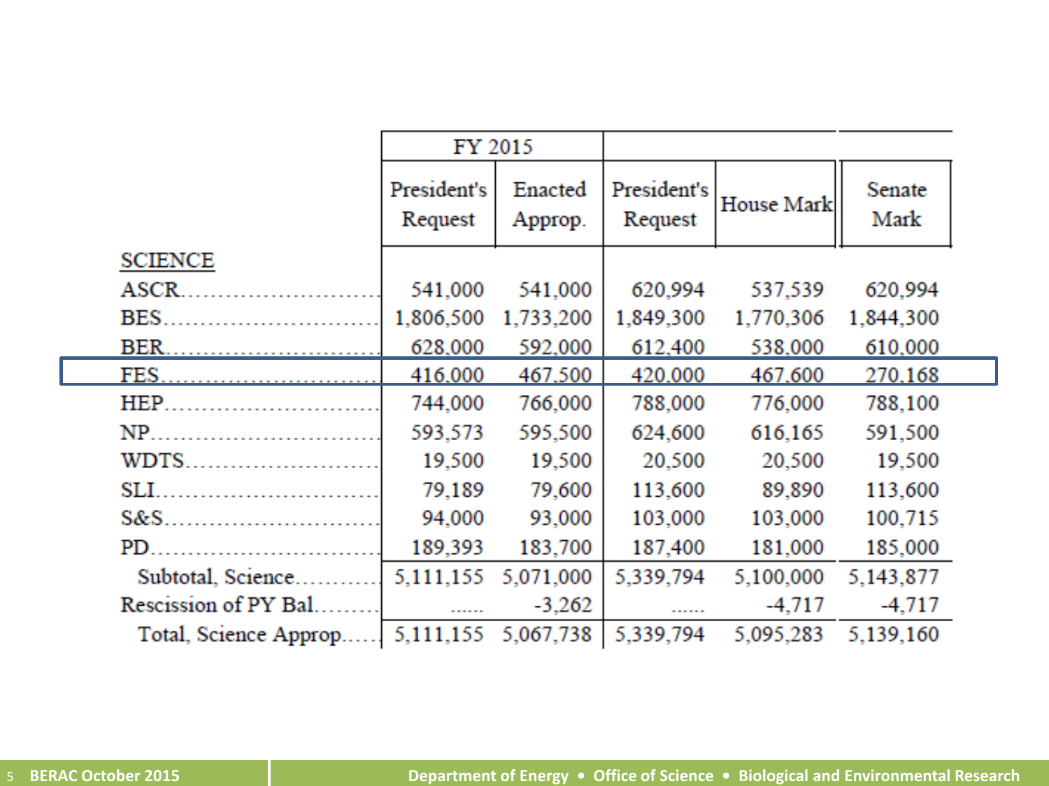| | FY 2015 | | | | |
|---|---|---|---|---|---|
| | President's Request | Enacted Approp. | President's Request | House Mark | Senate Mark |
| SCIENCE | | | | | |
| ASCR | 541,000 | 541,000 | 620,994 | 537,539 | 620,994 |
| BES | 1,806,500 | 1,733,200 | 1,849,300 | 1,770,306 | 1,844,300 |
| BER | 628,000 | 592,000 | 612,400 | 538,000 | 610,000 |
| FES | 416,000 | 467,500 | 420,000 | 467,600 | 270,168 |
| HEP | 744,000 | 766,000 | 788,000 | 776,000 | 788,100 |
| NP | 593,573 | 595,500 | 624,600 | 616,165 | 591,500 |
| WDTS | 19,500 | 19,500 | 20,500 | 20,500 | 19,500 |
| SLI | 79,189 | 79,600 | 113,600 | 89,890 | 113,600 |
| S&S | 94,000 | 93,000 | 103,000 | 103,000 | 100,715 |
| PD | 189,393 | 183,700 | 187,400 | 181,000 | 185,000 |
| Subtotal, Science | 5,111,155 | 5,071,000 | 5,339,794 | 5,100,000 | 5,143,877 |
| Rescission of PY Bal. | ...... | -3,262 | ...... | -4,717 | -4,717 |
| Total, Science Approp. | 5,111,155 | 5,067,738 | 5,339,794 | 5,095,283 | 5,139,160 |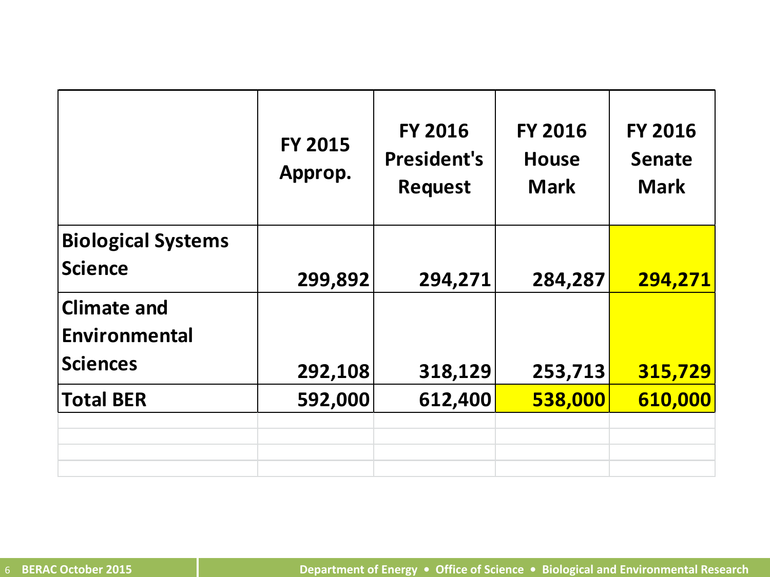|  | FY 2015 Approp. | FY 2016 President's Request | FY 2016 House Mark | FY 2016 Senate Mark |
|---|---|---|---|---|
| **Biological Systems Science** | **299,892** | **294,271** | **284,287** | **294,271** |
| **Climate and Environmental Sciences** | **292,108** | **318,129** | **253,713** | **315,729** |
| **Total BER** | **592,000** | **612,400** | **538,000** | **610,000** |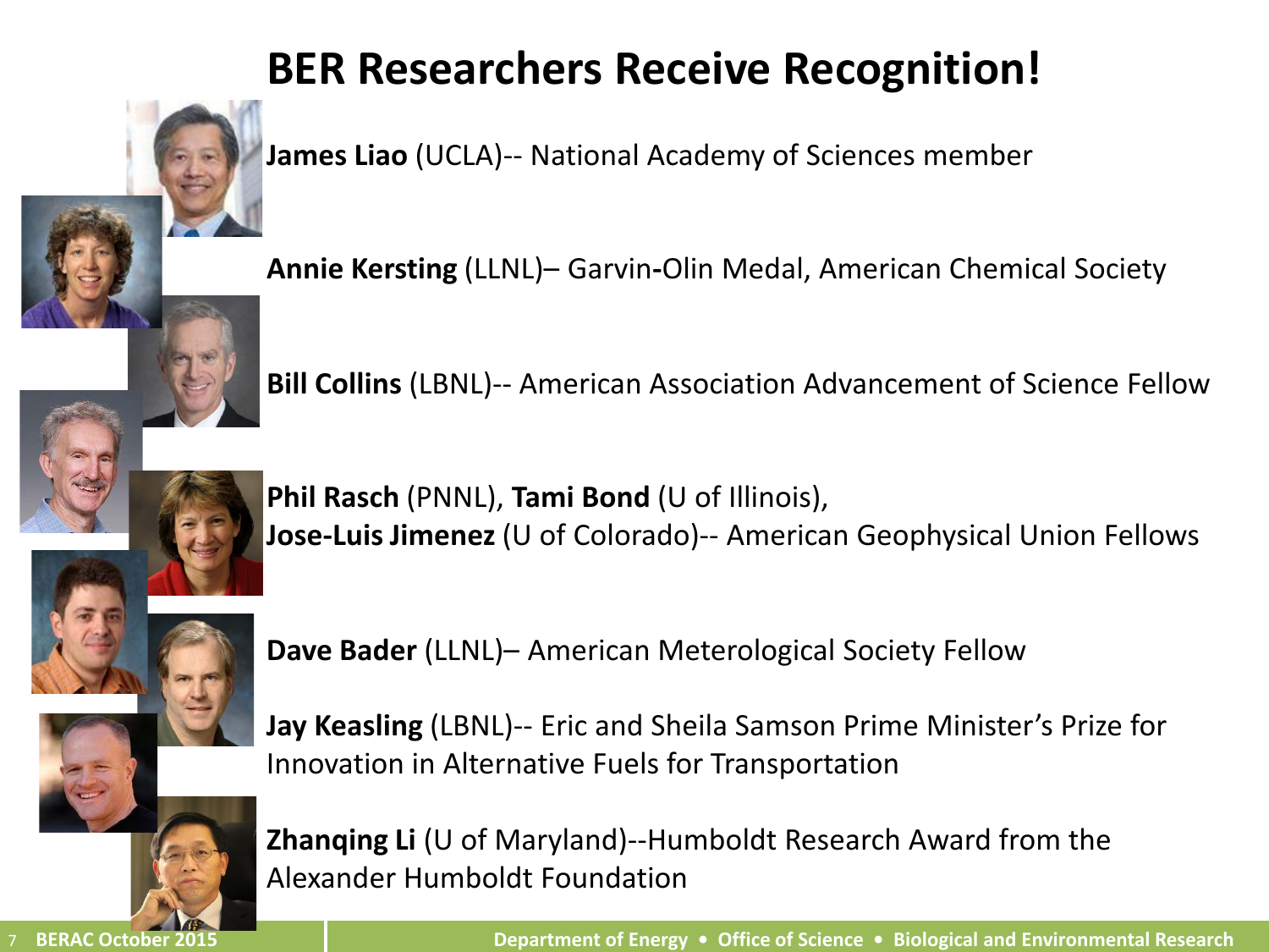# BER Researchers Receive Recognition!

**James Liao** (UCLA)-- National Academy of Sciences member

**Annie Kersting** (LLNL)– Garvin-Olin Medal, American Chemical Society

**Bill Collins** (LBNL)-- American Association Advancement of Science Fellow

**Phil Rasch** (PNNL), **Tami Bond** (U of Illinois), **Jose-Luis Jimenez** (U of Colorado)-- American Geophysical Union Fellows

**Dave Bader** (LLNL)– American Meterological Society Fellow

**Jay Keasling** (LBNL)-- Eric and Sheila Samson Prime Minister's Prize for Innovation in Alternative Fuels for Transportation

**Zhanqing Li** (U of Maryland)--Humboldt Research Award from the Alexander Humboldt Foundation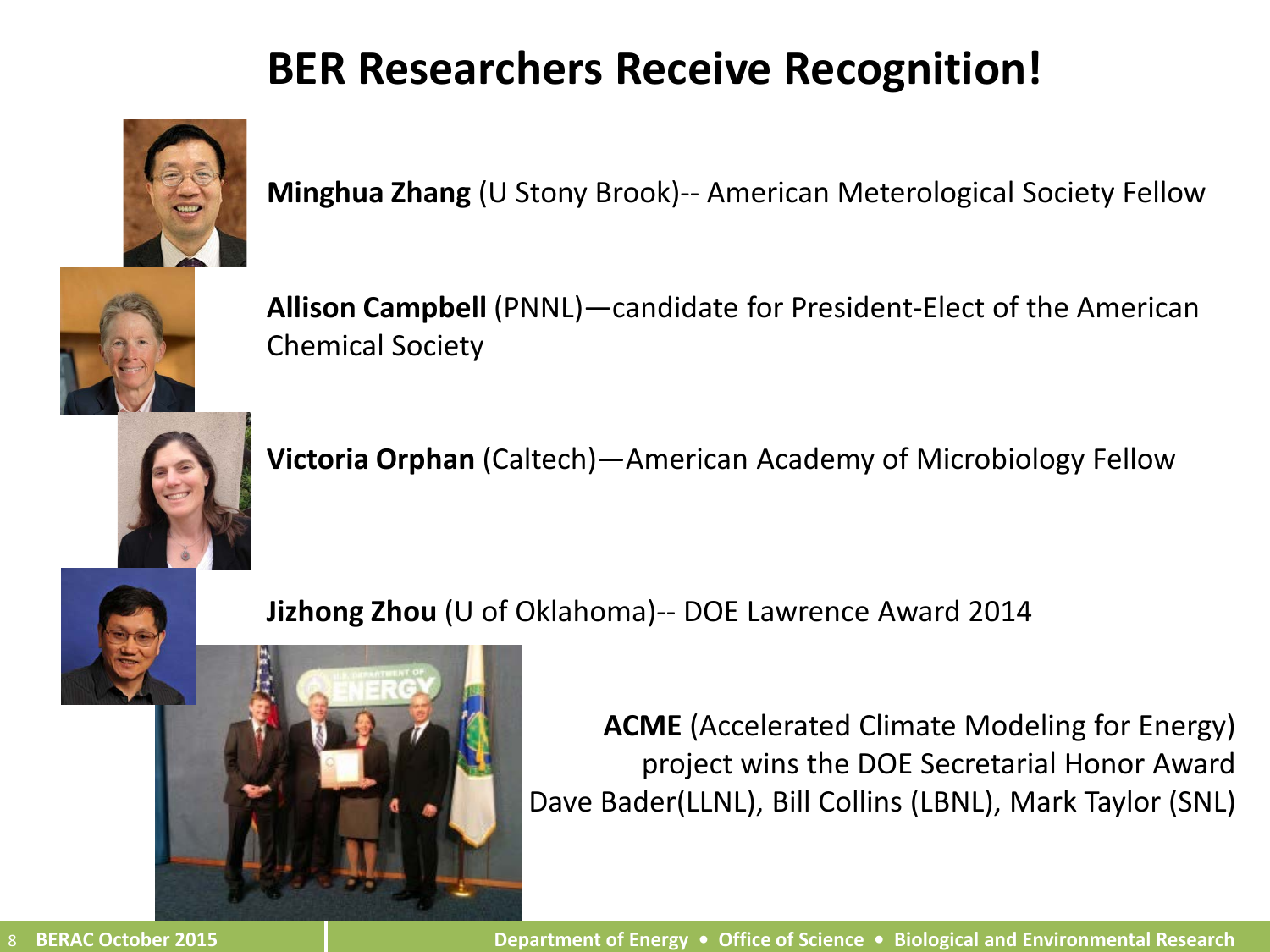# BER Researchers Receive Recognition!

**Minghua Zhang** (U Stony Brook)-- American Meterological Society Fellow

**Allison Campbell** (PNNL)—candidate for President-Elect of the American Chemical Society

**Victoria Orphan** (Caltech)—American Academy of Microbiology Fellow

**Jizhong Zhou** (U of Oklahoma)-- DOE Lawrence Award 2014

**ACME** (Accelerated Climate Modeling for Energy) project wins the DOE Secretarial Honor Award
Dave Bader(LLNL), Bill Collins (LBNL), Mark Taylor (SNL)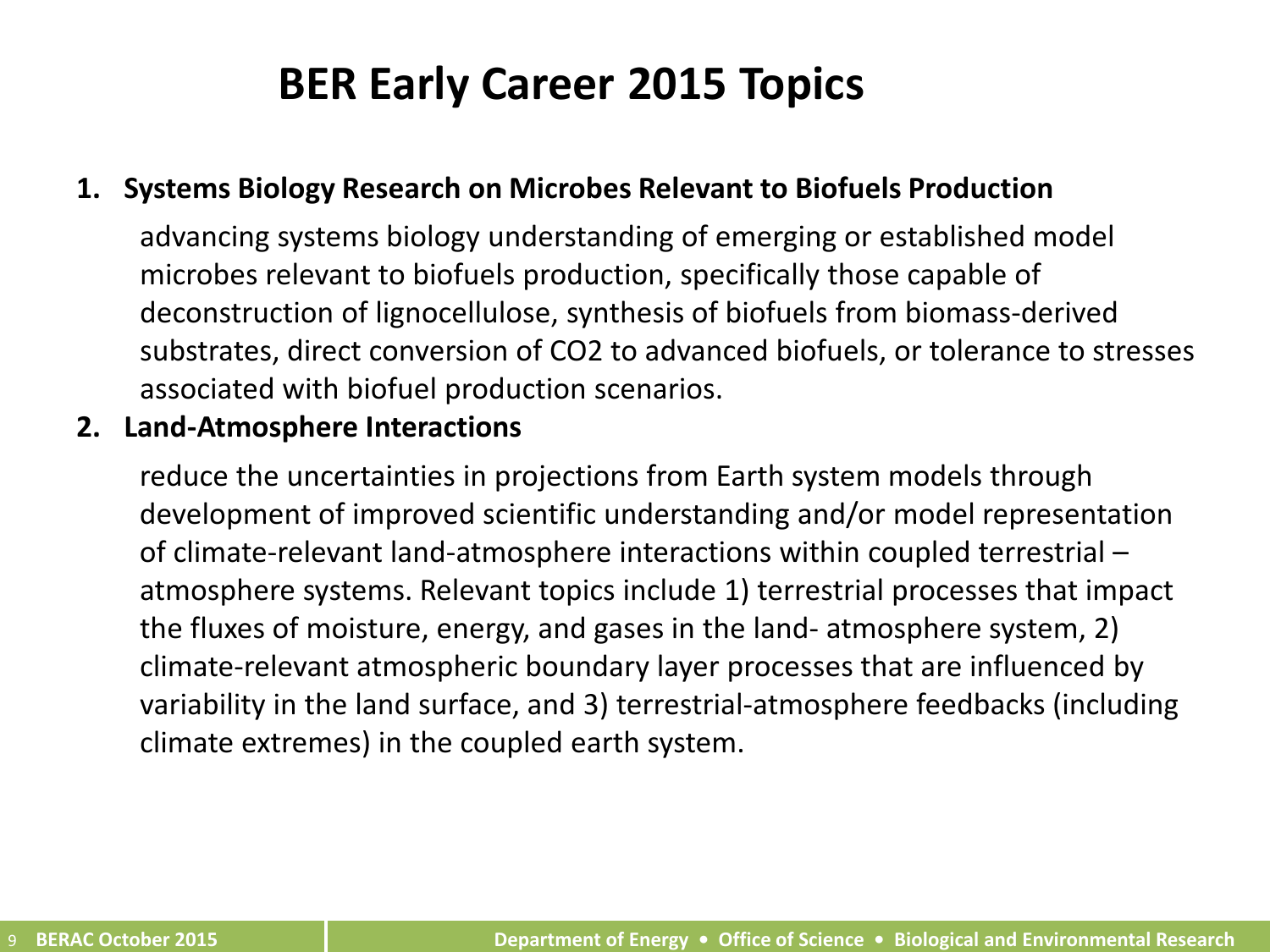# BER Early Career 2015 Topics

1. **Systems Biology Research on Microbes Relevant to Biofuels Production**

   advancing systems biology understanding of emerging or established model microbes relevant to biofuels production, specifically those capable of deconstruction of lignocellulose, synthesis of biofuels from biomass-derived substrates, direct conversion of $CO_2$ to advanced biofuels, or tolerance to stresses associated with biofuel production scenarios.

2. **Land-Atmosphere Interactions**

   reduce the uncertainties in projections from Earth system models through development of improved scientific understanding and/or model representation of climate-relevant land-atmosphere interactions within coupled terrestrial – atmosphere systems. Relevant topics include 1) terrestrial processes that impact the fluxes of moisture, energy, and gases in the land- atmosphere system, 2) climate-relevant atmospheric boundary layer processes that are influenced by variability in the land surface, and 3) terrestrial-atmosphere feedbacks (including climate extremes) in the coupled earth system.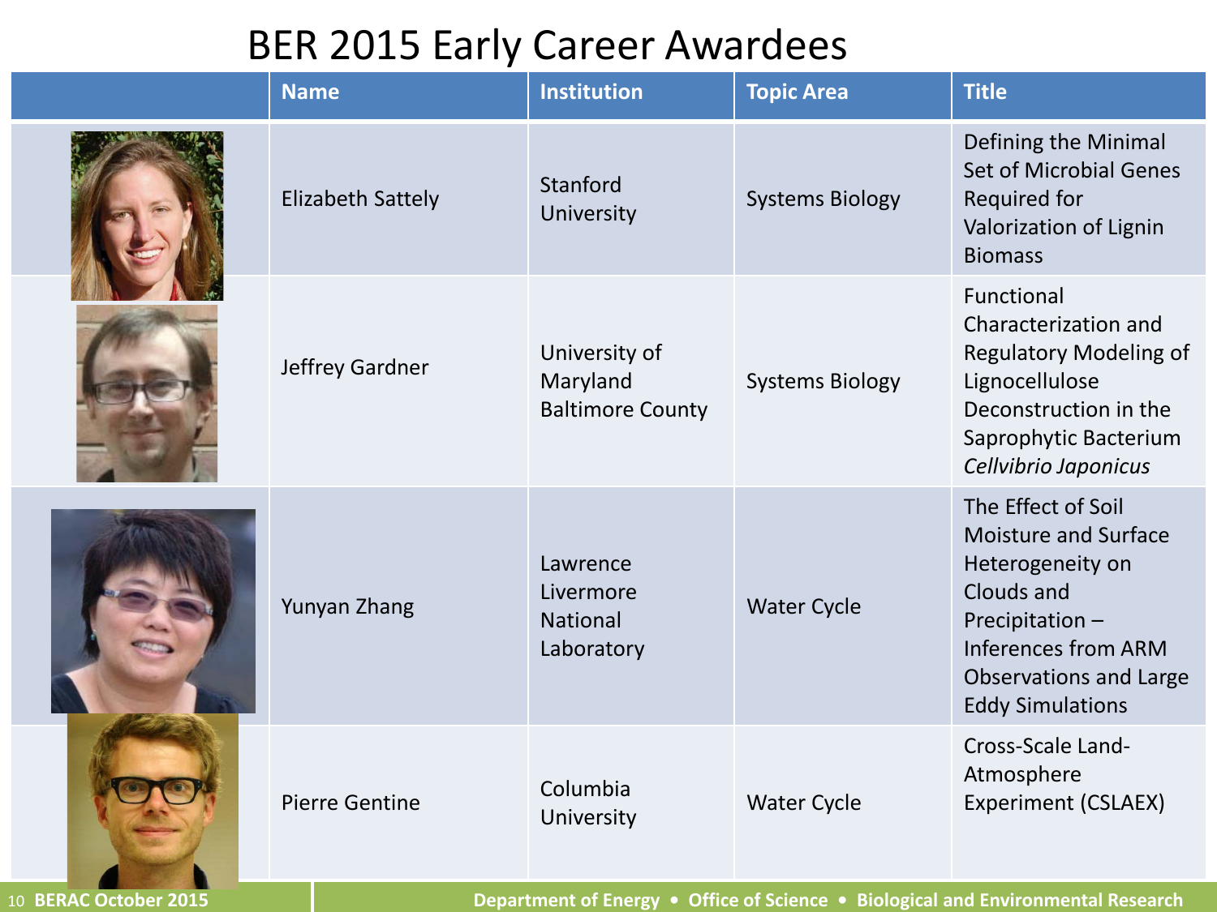# BER 2015 Early Career Awardees

| | Name | Institution | Topic Area | Title |
|---|---|---|---|---|
| | Elizabeth Sattely | Stanford University | Systems Biology | Defining the Minimal Set of Microbial Genes Required for Valorization of Lignin Biomass |
| | Jeffrey Gardner | University of Maryland Baltimore County | Systems Biology | Functional Characterization and Regulatory Modeling of Lignocellulose Deconstruction in the Saprophytic Bacterium *Cellvibrio Japonicus* |
| | Yunyan Zhang | Lawrence Livermore National Laboratory | Water Cycle | The Effect of Soil Moisture and Surface Heterogeneity on Clouds and Precipitation – Inferences from ARM Observations and Large Eddy Simulations |
| | Pierre Gentine | Columbia University | Water Cycle | Cross-Scale Land-Atmosphere Experiment (CSLAEX) |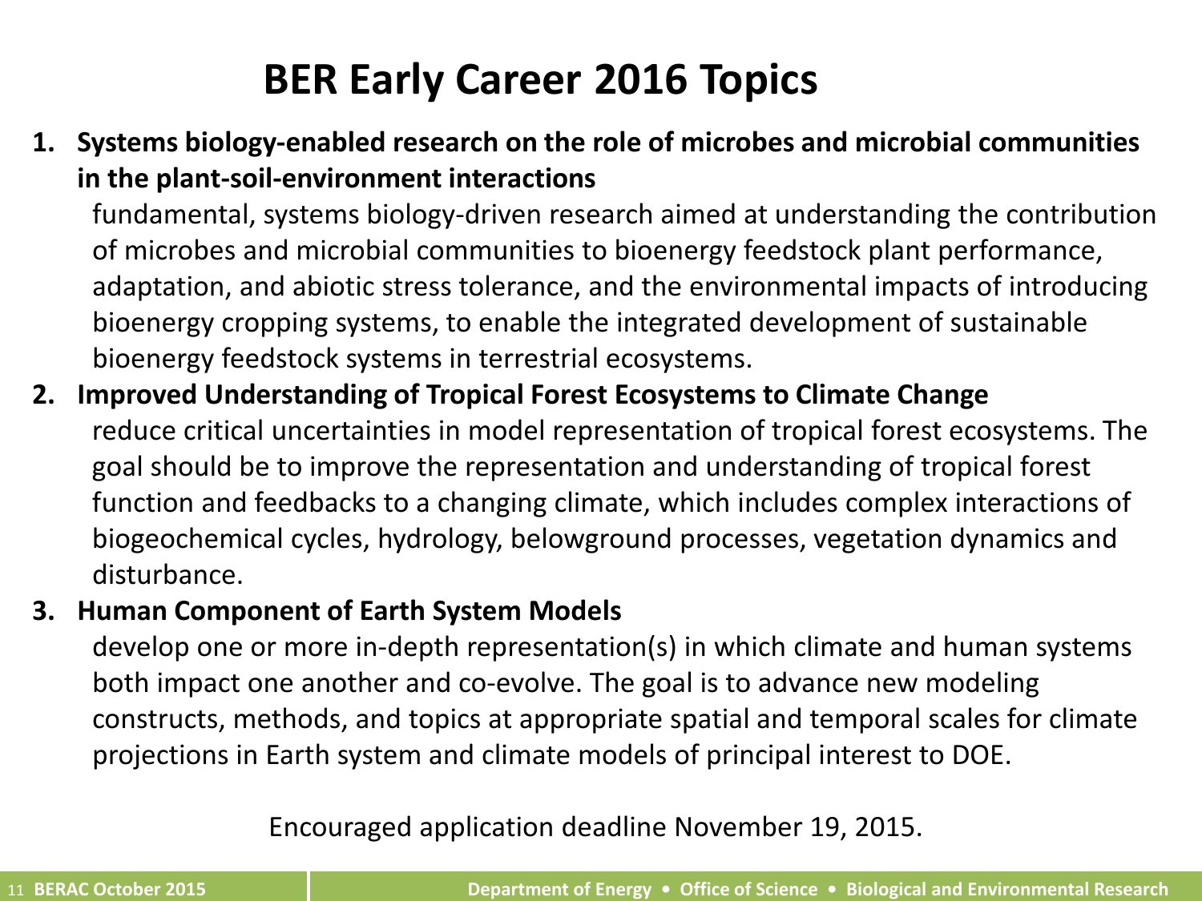# BER Early Career 2016 Topics

1. **Systems biology-enabled research on the role of microbes and microbial communities in the plant-soil-environment interactions**

   fundamental, systems biology-driven research aimed at understanding the contribution of microbes and microbial communities to bioenergy feedstock plant performance, adaptation, and abiotic stress tolerance, and the environmental impacts of introducing bioenergy cropping systems, to enable the integrated development of sustainable bioenergy feedstock systems in terrestrial ecosystems.

2. **Improved Understanding of Tropical Forest Ecosystems to Climate Change**

   reduce critical uncertainties in model representation of tropical forest ecosystems. The goal should be to improve the representation and understanding of tropical forest function and feedbacks to a changing climate, which includes complex interactions of biogeochemical cycles, hydrology, belowground processes, vegetation dynamics and disturbance.

3. **Human Component of Earth System Models**

   develop one or more in-depth representation(s) in which climate and human systems both impact one another and co-evolve. The goal is to advance new modeling constructs, methods, and topics at appropriate spatial and temporal scales for climate projections in Earth system and climate models of principal interest to DOE.

Encouraged application deadline November 19, 2015.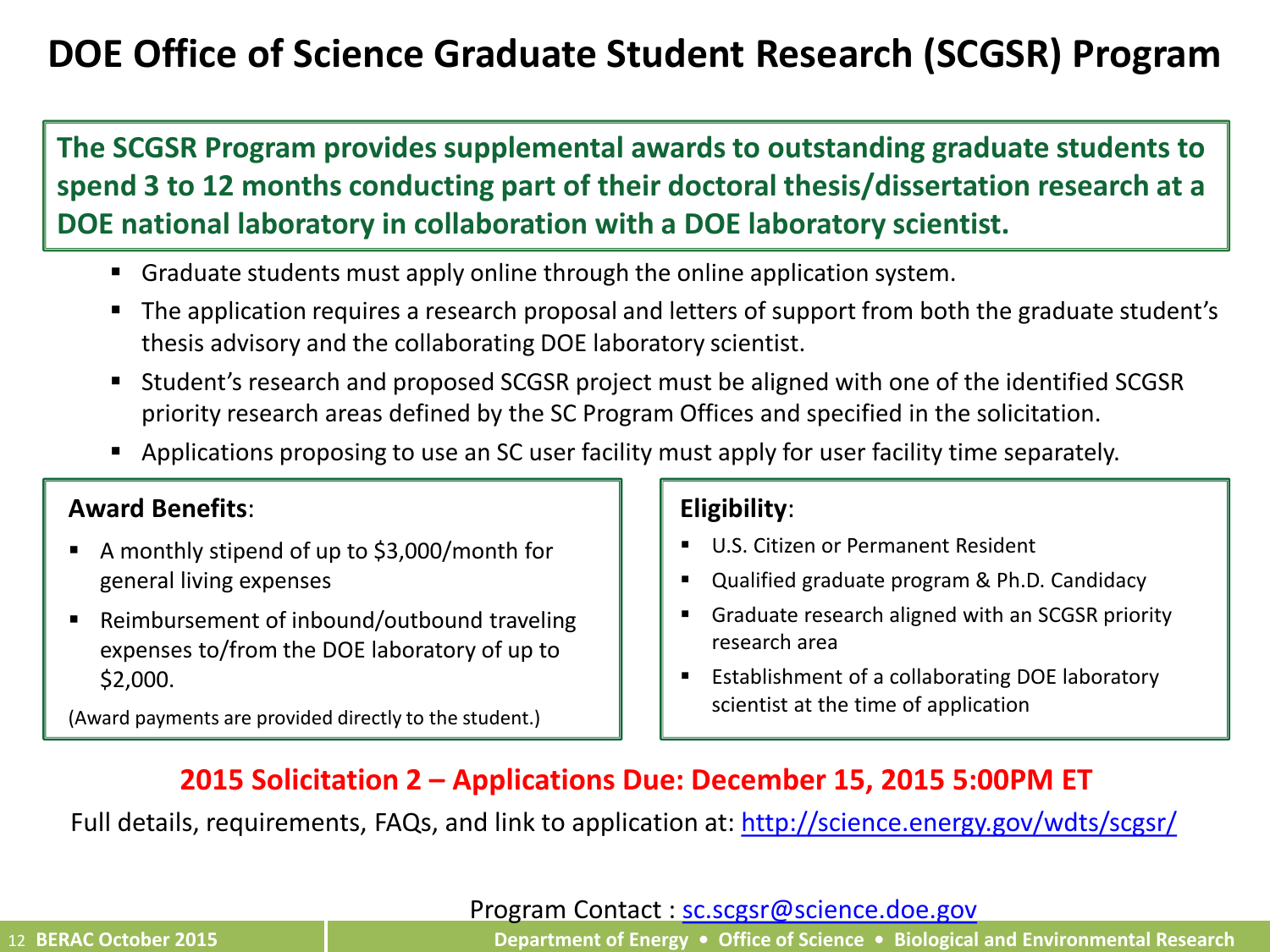# DOE Office of Science Graduate Student Research (SCGSR) Program

**The SCGSR Program provides supplemental awards to outstanding graduate students to spend 3 to 12 months conducting part of their doctoral thesis/dissertation research at a DOE national laboratory in collaboration with a DOE laboratory scientist.**

- Graduate students must apply online through the online application system.
- The application requires a research proposal and letters of support from both the graduate student's thesis advisory and the collaborating DOE laboratory scientist.
- Student's research and proposed SCGSR project must be aligned with one of the identified SCGSR priority research areas defined by the SC Program Offices and specified in the solicitation.
- Applications proposing to use an SC user facility must apply for user facility time separately.

**Award Benefits**:

- A monthly stipend of up to $3,000/month for general living expenses
- Reimbursement of inbound/outbound traveling expenses to/from the DOE laboratory of up to $2,000.

(Award payments are provided directly to the student.)

**Eligibility**:

- U.S. Citizen or Permanent Resident
- Qualified graduate program & Ph.D. Candidacy
- Graduate research aligned with an SCGSR priority research area
- Establishment of a collaborating DOE laboratory scientist at the time of application

**2015 Solicitation 2 – Applications Due: December 15, 2015 5:00PM ET**

Full details, requirements, FAQs, and link to application at: http://science.energy.gov/wdts/scgsr/

Program Contact : sc.scgsr@science.doe.gov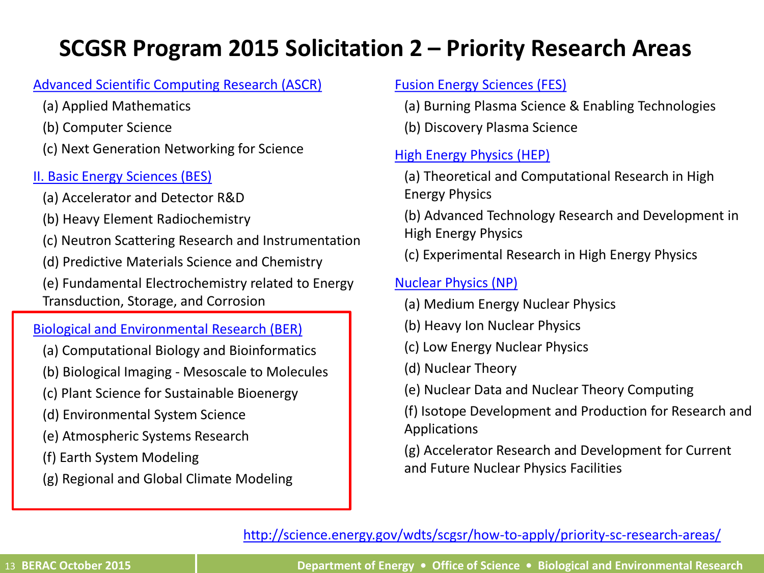# SCGSR Program 2015 Solicitation 2 – Priority Research Areas

Advanced Scientific Computing Research (ASCR)

(a) Applied Mathematics

(b) Computer Science

(c) Next Generation Networking for Science

II. Basic Energy Sciences (BES)

(a) Accelerator and Detector R&D

(b) Heavy Element Radiochemistry

(c) Neutron Scattering Research and Instrumentation

(d) Predictive Materials Science and Chemistry

(e) Fundamental Electrochemistry related to Energy Transduction, Storage, and Corrosion

Biological and Environmental Research (BER)

(a) Computational Biology and Bioinformatics

(b) Biological Imaging - Mesoscale to Molecules

(c) Plant Science for Sustainable Bioenergy

(d) Environmental System Science

(e) Atmospheric Systems Research

(f) Earth System Modeling

(g) Regional and Global Climate Modeling

Fusion Energy Sciences (FES)

(a) Burning Plasma Science & Enabling Technologies

(b) Discovery Plasma Science

High Energy Physics (HEP)

(a) Theoretical and Computational Research in High Energy Physics

(b) Advanced Technology Research and Development in High Energy Physics

(c) Experimental Research in High Energy Physics

Nuclear Physics (NP)

(a) Medium Energy Nuclear Physics

(b) Heavy Ion Nuclear Physics

(c) Low Energy Nuclear Physics

(d) Nuclear Theory

(e) Nuclear Data and Nuclear Theory Computing

(f) Isotope Development and Production for Research and Applications

(g) Accelerator Research and Development for Current and Future Nuclear Physics Facilities

http://science.energy.gov/wdts/scgsr/how-to-apply/priority-sc-research-areas/